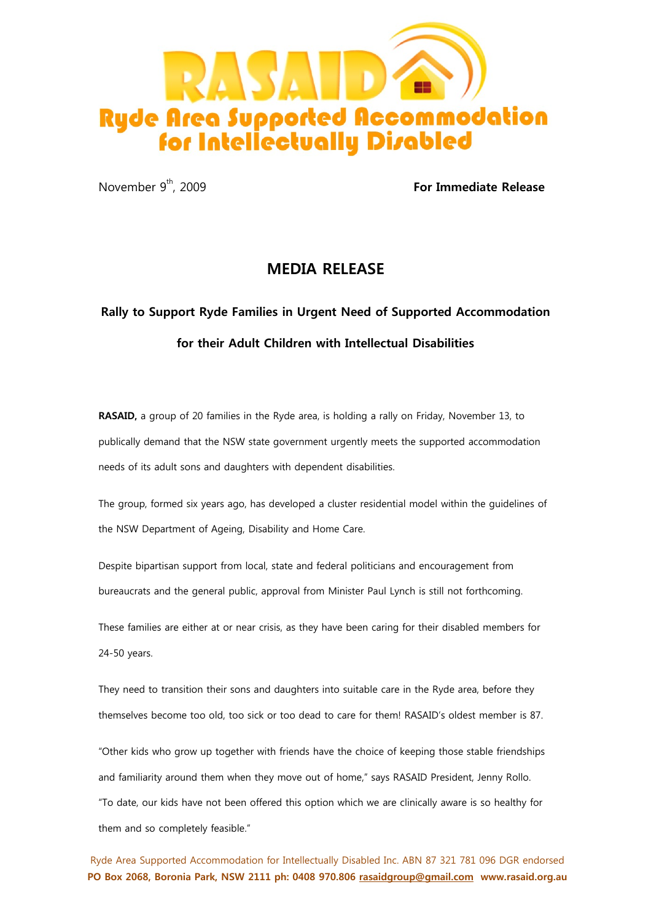# RASAID

## Ryde Area Supported Accommodation for Intellectually Disabled

November 9th, 2009 **For Immediate Release**

## MEDIA RELEASE

**Rally to Support Ryde Families in Urgent Need of Supported Accommodation for their Adult Children with Intellectual Disabilities**

**RASAID,** a group of 20 families in the Ryde area, is holding a rally on Friday, November 13, to publically demand that the NSW state government urgently meets the supported accommodation needs of its adult sons and daughters with dependent disabilities.

The group, formed six years ago, has developed a cluster residential model within the guidelines of the NSW Department of Ageing, Disability and Home Care.

Despite bipartisan support from local, state and federal politicians and encouragement from bureaucrats and the general public, approval from Minister Paul Lynch is still not forthcoming.

These families are either at or near crisis, as they have been caring for their disabled members for 24-50 years.

They need to transition their sons and daughters into suitable care in the Ryde area, before they themselves become too old, too sick or too dead to care for them! RASAID's oldest member is 87.

"Other kids who grow up together with friends have the choice of keeping those stable friendships and familiarity around them when they move out of home," says RASAID President, Jenny Rollo. "To date, our kids have not been offered this option which we are clinically aware is so healthy for them and so completely feasible."

Ryde Area Supported Accommodation for Intellectually Disabled Inc. ABN 87 321 781 096 DGR endorsed
**PO Box 2068, Boronia Park, NSW 2111 ph: 0408 970.806 rasaidgroup@gmail.com www.rasaid.org.au**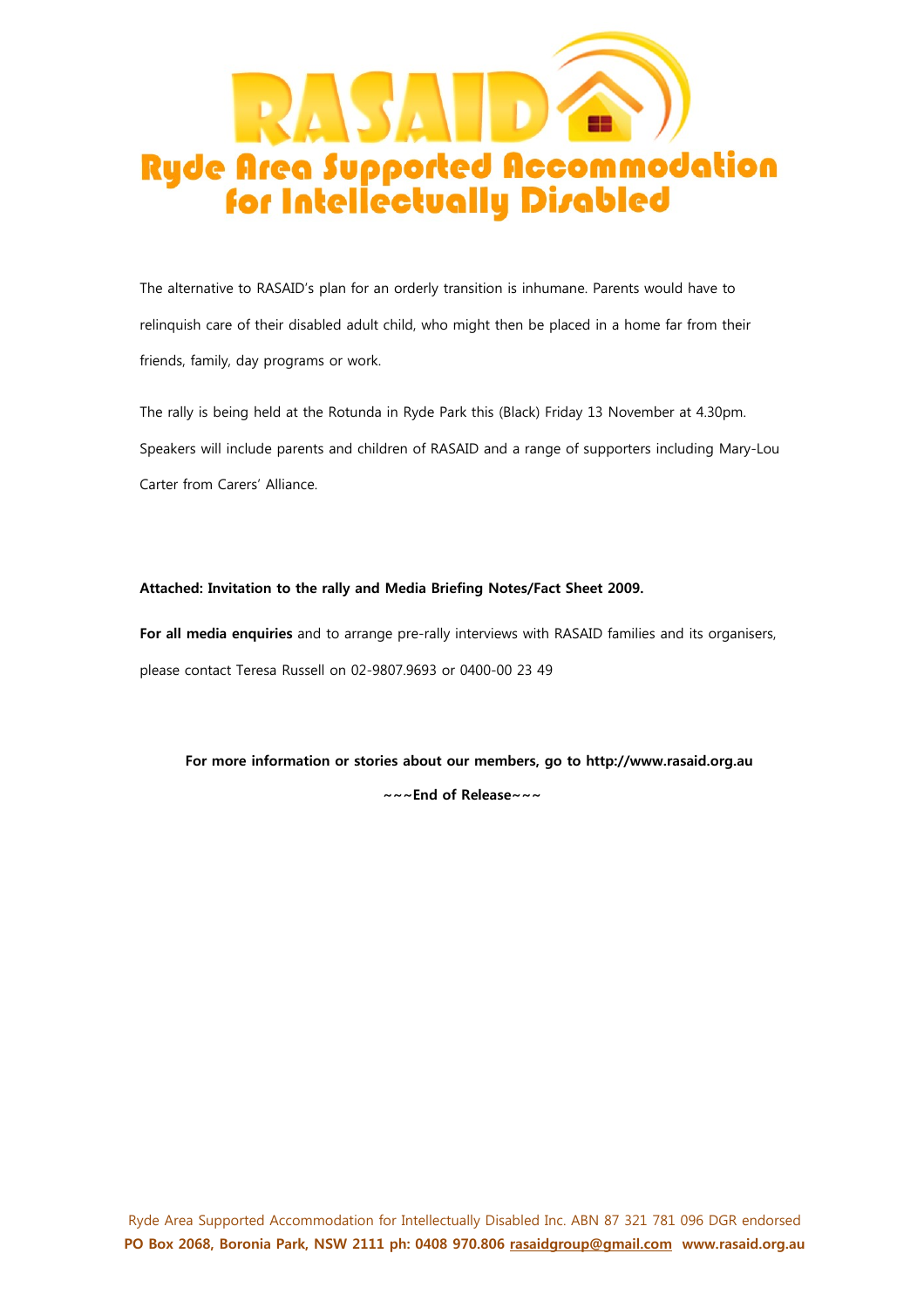# RASAID

## Ryde Area Supported Accommodation for Intellectually Disabled

The alternative to RASAID's plan for an orderly transition is inhumane. Parents would have to relinquish care of their disabled adult child, who might then be placed in a home far from their friends, family, day programs or work.

The rally is being held at the Rotunda in Ryde Park this (Black) Friday 13 November at 4.30pm. Speakers will include parents and children of RASAID and a range of supporters including Mary-Lou Carter from Carers' Alliance.

**Attached: Invitation to the rally and Media Briefing Notes/Fact Sheet 2009.**

**For all media enquiries** and to arrange pre-rally interviews with RASAID families and its organisers, please contact Teresa Russell on 02-9807.9693 or 0400-00 23 49

**For more information or stories about our members, go to http://www.rasaid.org.au**

**~~~End of Release~~~**

Ryde Area Supported Accommodation for Intellectually Disabled Inc. ABN 87 321 781 096 DGR endorsed
**PO Box 2068, Boronia Park, NSW 2111 ph: 0408 970.806 rasaidgroup@gmail.com www.rasaid.org.au**